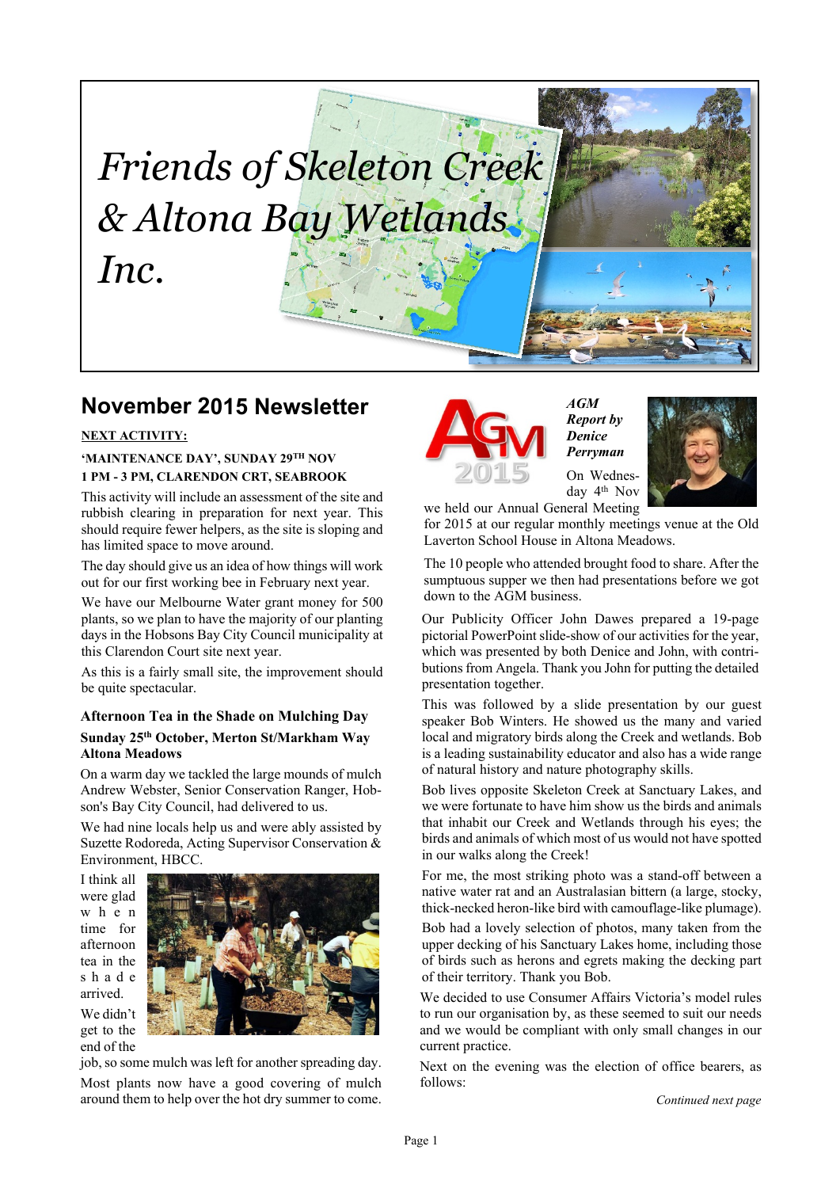# Friends of Skeleton Creek & Altona Bay Wetlands Inc.

## November 2015 Newsletter

**NEXT ACTIVITY:**

**'MAINTENANCE DAY', SUNDAY 29TH NOV**
**1 PM - 3 PM, CLARENDON CRT, SEABROOK**

This activity will include an assessment of the site and rubbish clearing in preparation for next year. This should require fewer helpers, as the site is sloping and has limited space to move around.

The day should give us an idea of how things will work out for our first working bee in February next year.

We have our Melbourne Water grant money for 500 plants, so we plan to have the majority of our planting days in the Hobsons Bay City Council municipality at this Clarendon Court site next year.

As this is a fairly small site, the improvement should be quite spectacular.

### Afternoon Tea in the Shade on Mulching Day

**Sunday 25th October, Merton St/Markham Way Altona Meadows**

On a warm day we tackled the large mounds of mulch Andrew Webster, Senior Conservation Ranger, Hobson's Bay City Council, had delivered to us.

We had nine locals help us and were ably assisted by Suzette Rodoreda, Acting Supervisor Conservation & Environment, HBCC.

I think all were glad when time for afternoon tea in the shade arrived.

We didn't get to the end of the job, so some mulch was left for another spreading day.

Most plants now have a good covering of mulch around them to help over the hot dry summer to come.

### *AGM Report by Denice Perryman*

On Wednesday 4th Nov we held our Annual General Meeting for 2015 at our regular monthly meetings venue at the Old Laverton School House in Altona Meadows.

The 10 people who attended brought food to share. After the sumptuous supper we then had presentations before we got down to the AGM business.

Our Publicity Officer John Dawes prepared a 19-page pictorial PowerPoint slide-show of our activities for the year, which was presented by both Denice and John, with contributions from Angela. Thank you John for putting the detailed presentation together.

This was followed by a slide presentation by our guest speaker Bob Winters. He showed us the many and varied local and migratory birds along the Creek and wetlands. Bob is a leading sustainability educator and also has a wide range of natural history and nature photography skills.

Bob lives opposite Skeleton Creek at Sanctuary Lakes, and we were fortunate to have him show us the birds and animals that inhabit our Creek and Wetlands through his eyes; the birds and animals of which most of us would not have spotted in our walks along the Creek!

For me, the most striking photo was a stand-off between a native water rat and an Australasian bittern (a large, stocky, thick-necked heron-like bird with camouflage-like plumage).

Bob had a lovely selection of photos, many taken from the upper decking of his Sanctuary Lakes home, including those of birds such as herons and egrets making the decking part of their territory. Thank you Bob.

We decided to use Consumer Affairs Victoria's model rules to run our organisation by, as these seemed to suit our needs and we would be compliant with only small changes in our current practice.

Next on the evening was the election of office bearers, as follows:

*Continued next page*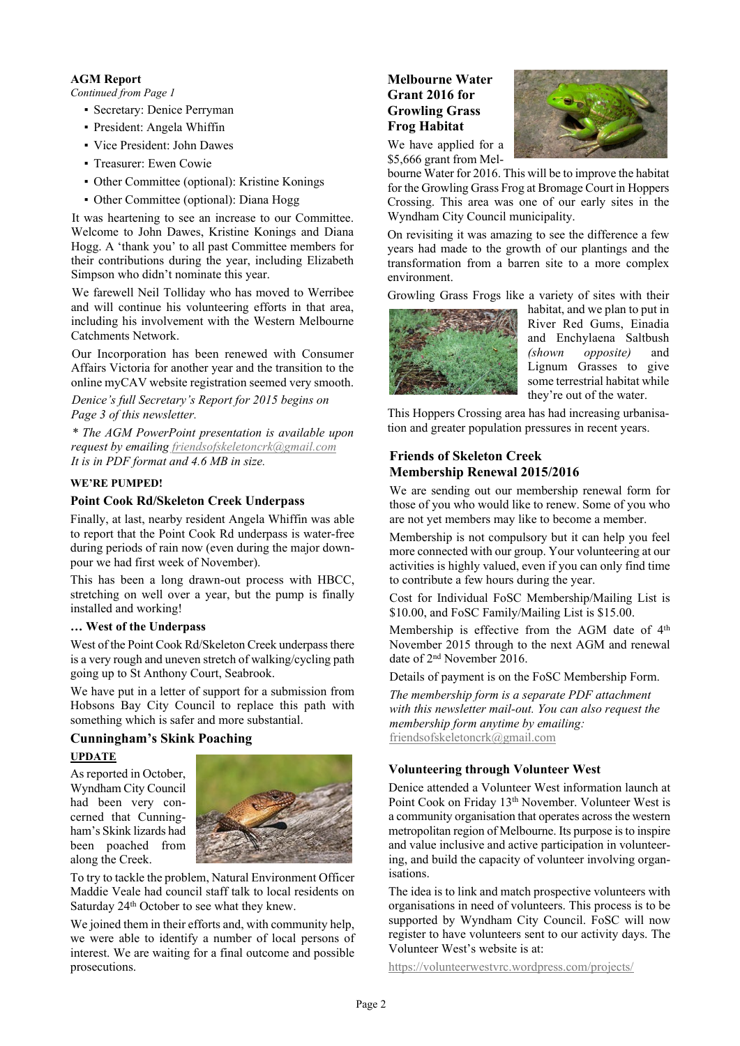## AGM Report

*Continued from Page 1*

- Secretary: Denice Perryman
- President: Angela Whiffin
- Vice President: John Dawes
- Treasurer: Ewen Cowie
- Other Committee (optional): Kristine Konings
- Other Committee (optional): Diana Hogg

It was heartening to see an increase to our Committee. Welcome to John Dawes, Kristine Konings and Diana Hogg. A 'thank you' to all past Committee members for their contributions during the year, including Elizabeth Simpson who didn't nominate this year.

We farewell Neil Tolliday who has moved to Werribee and will continue his volunteering efforts in that area, including his involvement with the Western Melbourne Catchments Network.

Our Incorporation has been renewed with Consumer Affairs Victoria for another year and the transition to the online myCAV website registration seemed very smooth.

*Denice's full Secretary's Report for 2015 begins on Page 3 of this newsletter.*

*\* The AGM PowerPoint presentation is available upon request by emailing friendsofskeletoncrk@gmail.com It is in PDF format and 4.6 MB in size.*

**WE'RE PUMPED!**

### Point Cook Rd/Skeleton Creek Underpass

Finally, at last, nearby resident Angela Whiffin was able to report that the Point Cook Rd underpass is water-free during periods of rain now (even during the major downpour we had first week of November).

This has been a long drawn-out process with HBCC, stretching on well over a year, but the pump is finally installed and working!

**… West of the Underpass**

West of the Point Cook Rd/Skeleton Creek underpass there is a very rough and uneven stretch of walking/cycling path going up to St Anthony Court, Seabrook.

We have put in a letter of support for a submission from Hobsons Bay City Council to replace this path with something which is safer and more substantial.

### Cunningham's Skink Poaching

**UPDATE**

As reported in October, Wyndham City Council had been very concerned that Cunningham's Skink lizards had been poached from along the Creek.

To try to tackle the problem, Natural Environment Officer Maddie Veale had council staff talk to local residents on Saturday 24th October to see what they knew.

We joined them in their efforts and, with community help, we were able to identify a number of local persons of interest. We are waiting for a final outcome and possible prosecutions.

## Melbourne Water Grant 2016 for Growling Grass Frog Habitat

We have applied for a $5,666 grant from Melbourne Water for 2016. This will be to improve the habitat for the Growling Grass Frog at Bromage Court in Hoppers Crossing. This area was one of our early sites in the Wyndham City Council municipality.

On revisiting it was amazing to see the difference a few years had made to the growth of our plantings and the transformation from a barren site to a more complex environment.

Growling Grass Frogs like a variety of sites with their habitat, and we plan to put in River Red Gums, Einadia and Enchylaena Saltbush *(shown opposite)* and Lignum Grasses to give some terrestrial habitat while they're out of the water.

This Hoppers Crossing area has had increasing urbanisation and greater population pressures in recent years.

## Friends of Skeleton Creek Membership Renewal 2015/2016

We are sending out our membership renewal form for those of you who would like to renew. Some of you who are not yet members may like to become a member.

Membership is not compulsory but it can help you feel more connected with our group. Your volunteering at our activities is highly valued, even if you can only find time to contribute a few hours during the year.

Cost for Individual FoSC Membership/Mailing List is $10.00, and FoSC Family/Mailing List is $15.00.

Membership is effective from the AGM date of 4th November 2015 through to the next AGM and renewal date of 2nd November 2016.

Details of payment is on the FoSC Membership Form.

*The membership form is a separate PDF attachment with this newsletter mail-out. You can also request the membership form anytime by emailing:* friendsofskeletoncrk@gmail.com

### Volunteering through Volunteer West

Denice attended a Volunteer West information launch at Point Cook on Friday 13th November. Volunteer West is a community organisation that operates across the western metropolitan region of Melbourne. Its purpose is to inspire and value inclusive and active participation in volunteering, and build the capacity of volunteer involving organisations.

The idea is to link and match prospective volunteers with organisations in need of volunteers. This process is to be supported by Wyndham City Council. FoSC will now register to have volunteers sent to our activity days. The Volunteer West's website is at:

https://volunteerwestvrc.wordpress.com/projects/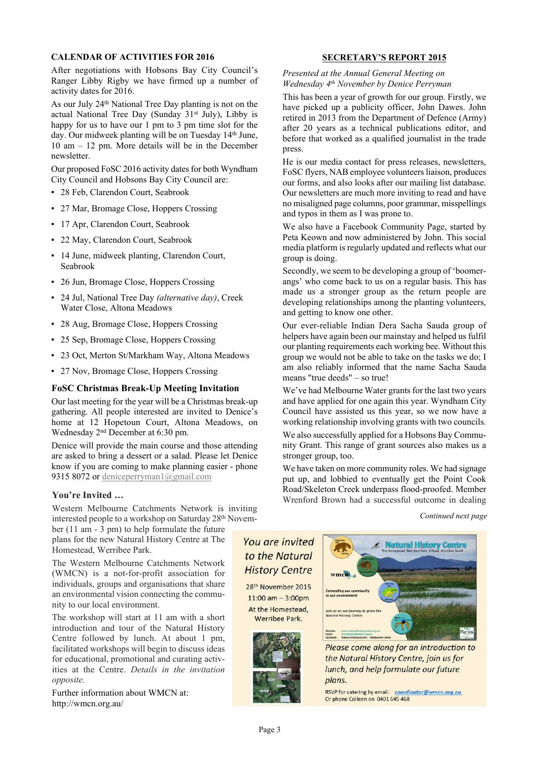## CALENDAR OF ACTIVITIES FOR 2016

After negotiations with Hobsons Bay City Council's Ranger Libby Rigby we have firmed up a number of activity dates for 2016.

As our July 24th National Tree Day planting is not on the actual National Tree Day (Sunday 31st July), Libby is happy for us to have our 1 pm to 3 pm time slot for the day. Our midweek planting will be on Tuesday 14th June, 10 am – 12 pm. More details will be in the December newsletter.

Our proposed FoSC 2016 activity dates for both Wyndham City Council and Hobsons Bay City Council are:

- 28 Feb, Clarendon Court, Seabrook
- 27 Mar, Bromage Close, Hoppers Crossing
- 17 Apr, Clarendon Court, Seabrook
- 22 May, Clarendon Court, Seabrook
- 14 June, midweek planting, Clarendon Court, Seabrook
- 26 Jun, Bromage Close, Hoppers Crossing
- 24 Jul, National Tree Day *(alternative day)*, Creek Water Close, Altona Meadows
- 28 Aug, Bromage Close, Hoppers Crossing
- 25 Sep, Bromage Close, Hoppers Crossing
- 23 Oct, Merton St/Markham Way, Altona Meadows
- 27 Nov, Bromage Close, Hoppers Crossing

### FoSC Christmas Break-Up Meeting Invitation

Our last meeting for the year will be a Christmas break-up gathering. All people interested are invited to Denice's home at 12 Hopetoun Court, Altona Meadows, on Wednesday 2nd December at 6:30 pm.

Denice will provide the main course and those attending are asked to bring a dessert or a salad. Please let Denice know if you are coming to make planning easier - phone 9315 8072 or deniceperryman1@gmail.com

### You're Invited …

Western Melbourne Catchments Network is inviting interested people to a workshop on Saturday 28th November (11 am - 3 pm) to help formulate the future plans for the new Natural History Centre at The Homestead, Werribee Park.

The Western Melbourne Catchments Network (WMCN) is a not-for-profit association for individuals, groups and organisations that share an environmental vision connecting the community to our local environment.

The workshop will start at 11 am with a short introduction and tour of the Natural History Centre followed by lunch. At about 1 pm, facilitated workshops will begin to discuss ideas for educational, promotional and curating activities at the Centre. *Details in the invitation opposite.*

Further information about WMCN at: http://wmcn.org.au/

*You are invited to the Natural History Centre*

28th November 2015
11:00 am – 3:00pm
At the Homestead, Werribee Park.

*Please come along for an introduction to the Natural History Centre, join us for lunch, and help formulate our future plans.*

RSVP for catering by email: coordinator@wmcn.org.au
Or phone Colleen on 0401 645 468

## SECRETARY'S REPORT 2015

*Presented at the Annual General Meeting on Wednesday 4th November by Denice Perryman*

This has been a year of growth for our group. Firstly, we have picked up a publicity officer, John Dawes. John retired in 2013 from the Department of Defence (Army) after 20 years as a technical publications editor, and before that worked as a qualified journalist in the trade press.

He is our media contact for press releases, newsletters, FoSC flyers, NAB employee volunteers liaison, produces our forms, and also looks after our mailing list database. Our newsletters are much more inviting to read and have no misaligned page columns, poor grammar, misspellings and typos in them as I was prone to.

We also have a Facebook Community Page, started by Peta Keown and now administered by John. This social media platform is regularly updated and reflects what our group is doing.

Secondly, we seem to be developing a group of 'boomerangs' who come back to us on a regular basis. This has made us a stronger group as the return people are developing relationships among the planting volunteers, and getting to know one other.

Our ever-reliable Indian Dera Sacha Sauda group of helpers have again been our mainstay and helped us fulfil our planting requirements each working bee. Without this group we would not be able to take on the tasks we do; I am also reliably informed that the name Sacha Sauda means "true deeds" – so true!

We've had Melbourne Water grants for the last two years and have applied for one again this year. Wyndham City Council have assisted us this year, so we now have a working relationship involving grants with two councils.

We also successfully applied for a Hobsons Bay Community Grant. This range of grant sources also makes us a stronger group, too.

We have taken on more community roles. We had signage put up, and lobbied to eventually get the Point Cook Road/Skeleton Creek underpass flood-proofed. Member Wrenford Brown had a successful outcome in dealing

*Continued next page*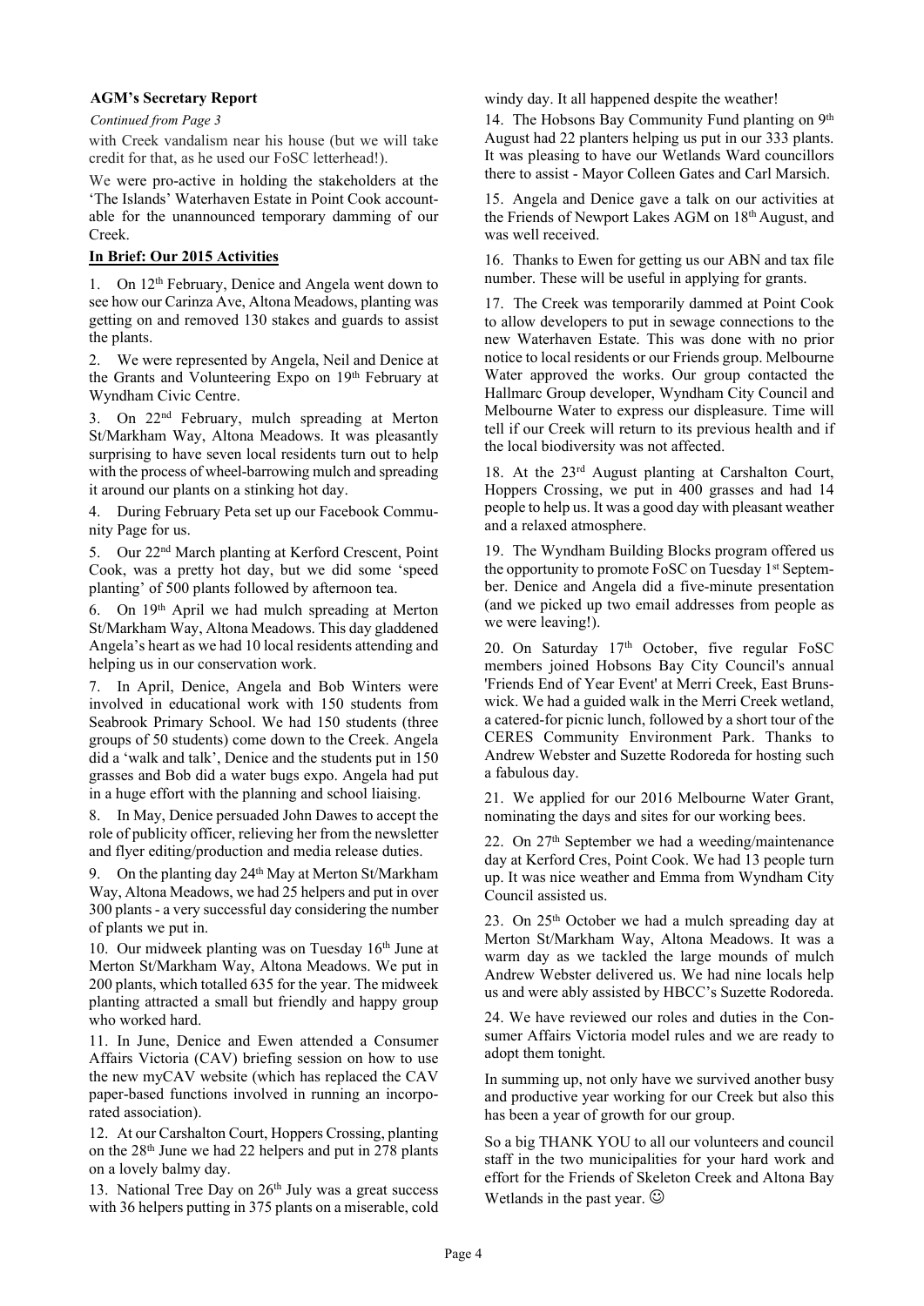### AGM's Secretary Report

*Continued from Page 3*

with Creek vandalism near his house (but we will take credit for that, as he used our FoSC letterhead!).

We were pro-active in holding the stakeholders at the 'The Islands' Waterhaven Estate in Point Cook accountable for the unannounced temporary damming of our Creek.

**In Brief: Our 2015 Activities**

1. On 12th February, Denice and Angela went down to see how our Carinza Ave, Altona Meadows, planting was getting on and removed 130 stakes and guards to assist the plants.

2. We were represented by Angela, Neil and Denice at the Grants and Volunteering Expo on 19th February at Wyndham Civic Centre.

3. On 22nd February, mulch spreading at Merton St/Markham Way, Altona Meadows. It was pleasantly surprising to have seven local residents turn out to help with the process of wheel-barrowing mulch and spreading it around our plants on a stinking hot day.

4. During February Peta set up our Facebook Community Page for us.

5. Our 22nd March planting at Kerford Crescent, Point Cook, was a pretty hot day, but we did some 'speed planting' of 500 plants followed by afternoon tea.

6. On 19th April we had mulch spreading at Merton St/Markham Way, Altona Meadows. This day gladdened Angela's heart as we had 10 local residents attending and helping us in our conservation work.

7. In April, Denice, Angela and Bob Winters were involved in educational work with 150 students from Seabrook Primary School. We had 150 students (three groups of 50 students) come down to the Creek. Angela did a 'walk and talk', Denice and the students put in 150 grasses and Bob did a water bugs expo. Angela had put in a huge effort with the planning and school liaising.

8. In May, Denice persuaded John Dawes to accept the role of publicity officer, relieving her from the newsletter and flyer editing/production and media release duties.

9. On the planting day 24th May at Merton St/Markham Way, Altona Meadows, we had 25 helpers and put in over 300 plants - a very successful day considering the number of plants we put in.

10. Our midweek planting was on Tuesday 16th June at Merton St/Markham Way, Altona Meadows. We put in 200 plants, which totalled 635 for the year. The midweek planting attracted a small but friendly and happy group who worked hard.

11. In June, Denice and Ewen attended a Consumer Affairs Victoria (CAV) briefing session on how to use the new myCAV website (which has replaced the CAV paper-based functions involved in running an incorporated association).

12. At our Carshalton Court, Hoppers Crossing, planting on the 28th June we had 22 helpers and put in 278 plants on a lovely balmy day.

13. National Tree Day on 26th July was a great success with 36 helpers putting in 375 plants on a miserable, cold windy day. It all happened despite the weather!

14. The Hobsons Bay Community Fund planting on 9th August had 22 planters helping us put in our 333 plants. It was pleasing to have our Wetlands Ward councillors there to assist - Mayor Colleen Gates and Carl Marsich.

15. Angela and Denice gave a talk on our activities at the Friends of Newport Lakes AGM on 18th August, and was well received.

16. Thanks to Ewen for getting us our ABN and tax file number. These will be useful in applying for grants.

17. The Creek was temporarily dammed at Point Cook to allow developers to put in sewage connections to the new Waterhaven Estate. This was done with no prior notice to local residents or our Friends group. Melbourne Water approved the works. Our group contacted the Hallmarc Group developer, Wyndham City Council and Melbourne Water to express our displeasure. Time will tell if our Creek will return to its previous health and if the local biodiversity was not affected.

18. At the 23rd August planting at Carshalton Court, Hoppers Crossing, we put in 400 grasses and had 14 people to help us. It was a good day with pleasant weather and a relaxed atmosphere.

19. The Wyndham Building Blocks program offered us the opportunity to promote FoSC on Tuesday 1st September. Denice and Angela did a five-minute presentation (and we picked up two email addresses from people as we were leaving!).

20. On Saturday 17th October, five regular FoSC members joined Hobsons Bay City Council's annual 'Friends End of Year Event' at Merri Creek, East Brunswick. We had a guided walk in the Merri Creek wetland, a catered-for picnic lunch, followed by a short tour of the CERES Community Environment Park. Thanks to Andrew Webster and Suzette Rodoreda for hosting such a fabulous day.

21. We applied for our 2016 Melbourne Water Grant, nominating the days and sites for our working bees.

22. On 27th September we had a weeding/maintenance day at Kerford Cres, Point Cook. We had 13 people turn up. It was nice weather and Emma from Wyndham City Council assisted us.

23. On 25th October we had a mulch spreading day at Merton St/Markham Way, Altona Meadows. It was a warm day as we tackled the large mounds of mulch Andrew Webster delivered us. We had nine locals help us and were ably assisted by HBCC's Suzette Rodoreda.

24. We have reviewed our roles and duties in the Consumer Affairs Victoria model rules and we are ready to adopt them tonight.

In summing up, not only have we survived another busy and productive year working for our Creek but also this has been a year of growth for our group.

So a big THANK YOU to all our volunteers and council staff in the two municipalities for your hard work and effort for the Friends of Skeleton Creek and Altona Bay Wetlands in the past year. ☺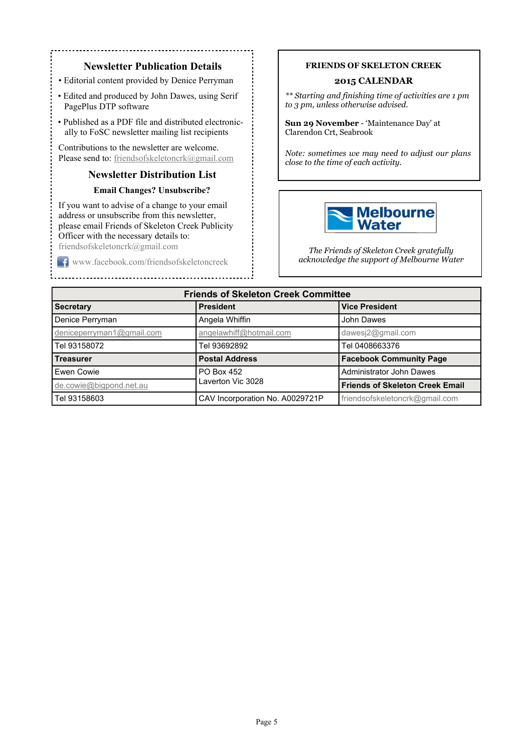## Newsletter Publication Details

- Editorial content provided by Denice Perryman
- Edited and produced by John Dawes, using Serif PagePlus DTP software
- Published as a PDF file and distributed electronically to FoSC newsletter mailing list recipients

Contributions to the newsletter are welcome. Please send to: friendsofskeletoncrk@gmail.com

## Newsletter Distribution List

**Email Changes? Unsubscribe?**

If you want to advise of a change to your email address or unsubscribe from this newsletter, please email Friends of Skeleton Creek Publicity Officer with the necessary details to: friendsofskeletoncrk@gmail.com

www.facebook.com/friendsofskeletoncreek

**FRIENDS OF SKELETON CREEK**

**2015 CALENDAR**

*\*\* Starting and finishing time of activities are 1 pm to 3 pm, unless otherwise advised.*

**Sun 29 November** - 'Maintenance Day' at Clarendon Crt, Seabrook

*Note: sometimes we may need to adjust our plans close to the time of each activity.*

Melbourne Water

*The Friends of Skeleton Creek gratefully acknowledge the support of Melbourne Water*

| Friends of Skeleton Creek Committee | | |
|---|---|---|
| **Secretary** | **President** | **Vice President** |
| Denice Perryman | Angela Whiffin | John Dawes |
| deniceperryman1@gmail.com | angelawhiff@hotmail.com | dawesj2@gmail.com |
| Tel 93158072 | Tel 93692892 | Tel 0408663376 |
| **Treasurer** | **Postal Address** | **Facebook Community Page** |
| Ewen Cowie | PO Box 452<br>Laverton Vic 3028 | Administrator John Dawes |
| de.cowie@bigpond.net.au | | **Friends of Skeleton Creek Email** |
| Tel 93158603 | CAV Incorporation No. A0029721P | friendsofskeletoncrk@gmail.com |